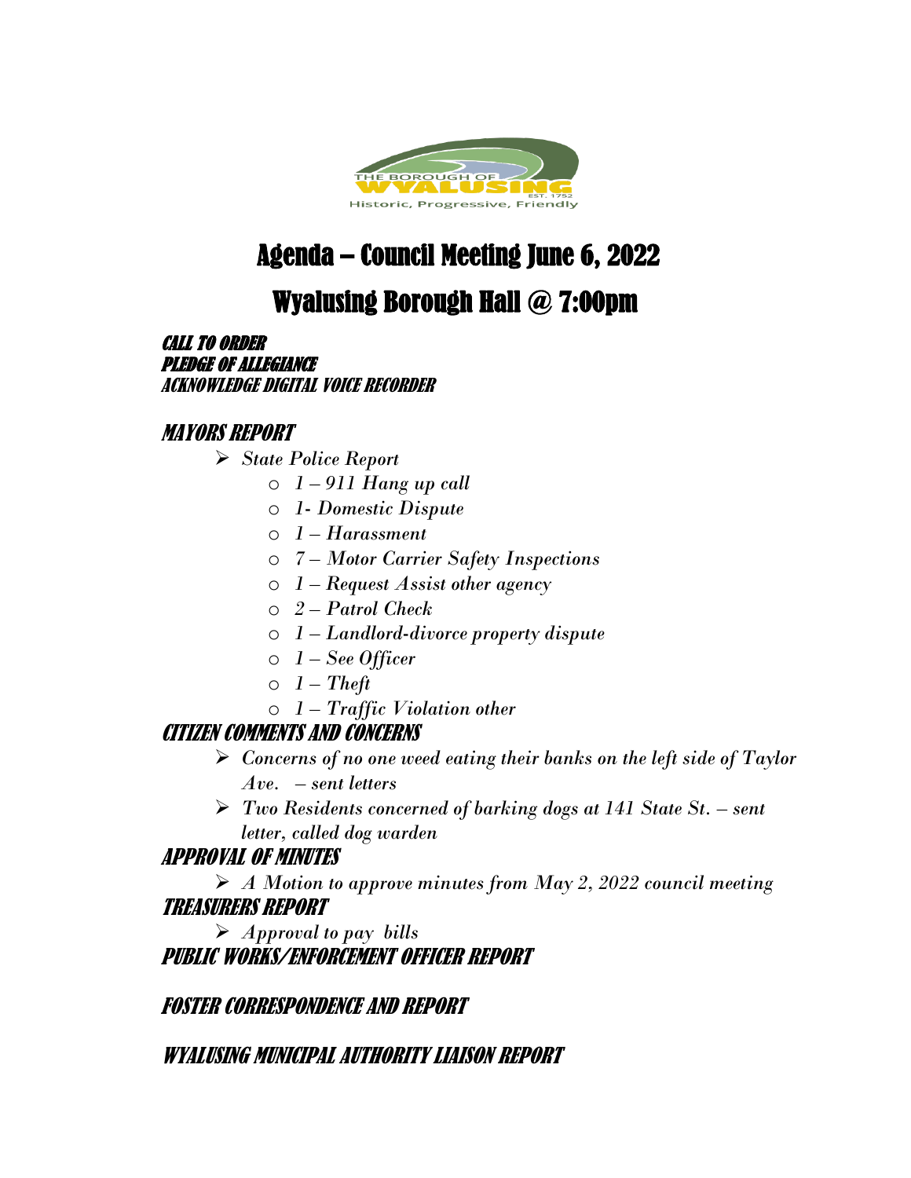# Agenda – Council Meeting June 6, 2022

# Wyalusing Borough Hall @ 7:00pm

***CALL TO ORDER***
***PLEDGE OF ALLEGIANCE***
***ACKNOWLEDGE DIGITAL VOICE RECORDER***

## *MAYORS REPORT*

- *State Police Report*
  - *1 – 911 Hang up call*
  - *1- Domestic Dispute*
  - *1 – Harassment*
  - *7 – Motor Carrier Safety Inspections*
  - *1 – Request Assist other agency*
  - *2 – Patrol Check*
  - *1 – Landlord-divorce property dispute*
  - *1 – See Officer*
  - *1 – Theft*
  - *1 – Traffic Violation other*

## *CITIZEN COMMENTS AND CONCERNS*

- *Concerns of no one weed eating their banks on the left side of Taylor Ave. – sent letters*
- *Two Residents concerned of barking dogs at 141 State St. – sent letter, called dog warden*

## *APPROVAL OF MINUTES*

- *A Motion to approve minutes from May 2, 2022 council meeting*

## *TREASURERS REPORT*

- *Approval to pay bills*

## *PUBLIC WORKS/ENFORCEMENT OFFICER REPORT*

## *FOSTER CORRESPONDENCE AND REPORT*

## *WYALUSING MUNICIPAL AUTHORITY LIAISON REPORT*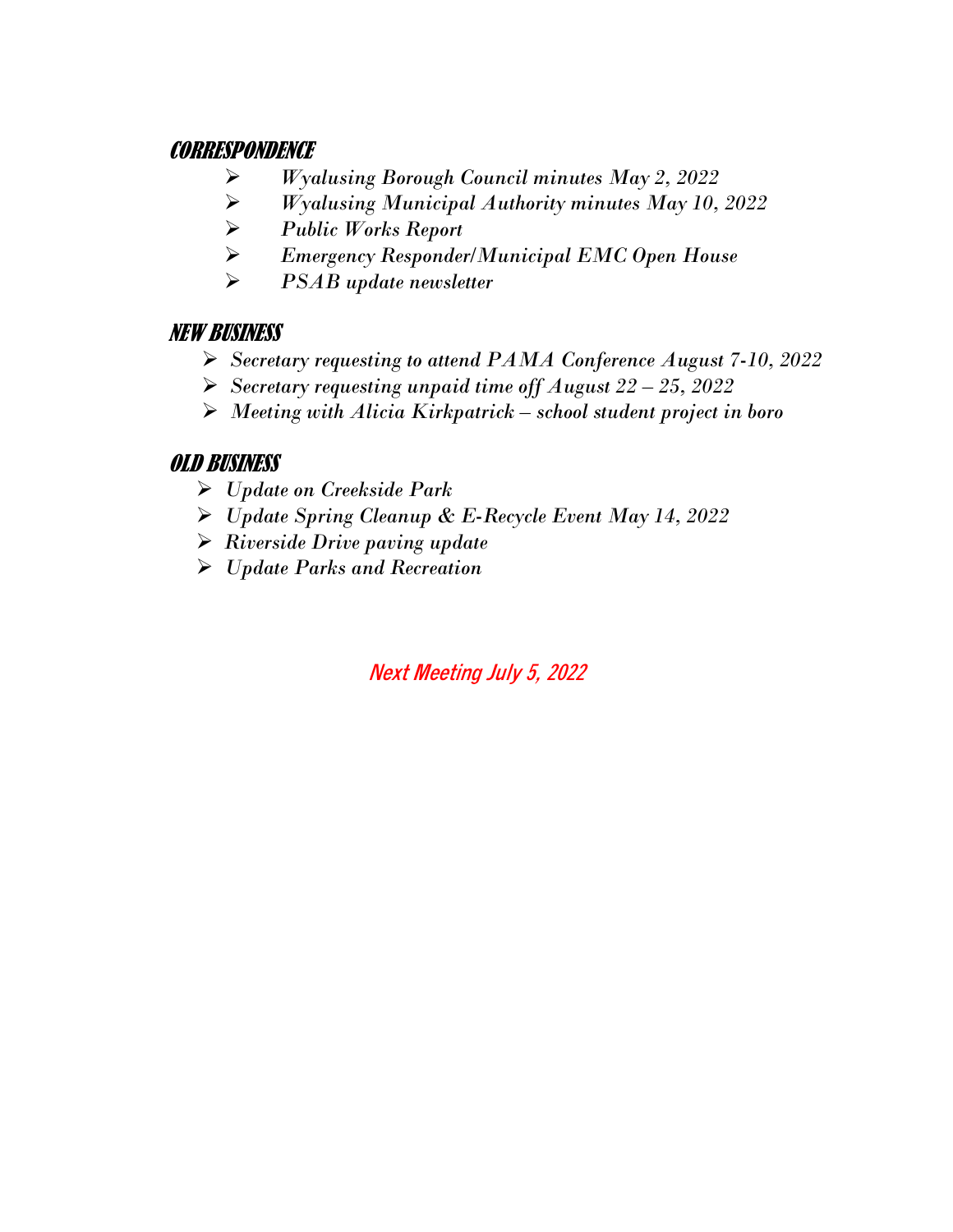## *CORRESPONDENCE*

- *Wyalusing Borough Council minutes May 2, 2022*
- *Wyalusing Municipal Authority minutes May 10, 2022*
- *Public Works Report*
- *Emergency Responder/Municipal EMC Open House*
- *PSAB update newsletter*

## *NEW BUSINESS*

- *Secretary requesting to attend PAMA Conference August 7-10, 2022*
- *Secretary requesting unpaid time off August 22 – 25, 2022*
- *Meeting with Alicia Kirkpatrick – school student project in boro*

## *OLD BUSINESS*

- *Update on Creekside Park*
- *Update Spring Cleanup & E-Recycle Event May 14, 2022*
- *Riverside Drive paving update*
- *Update Parks and Recreation*

*Next Meeting July 5, 2022*